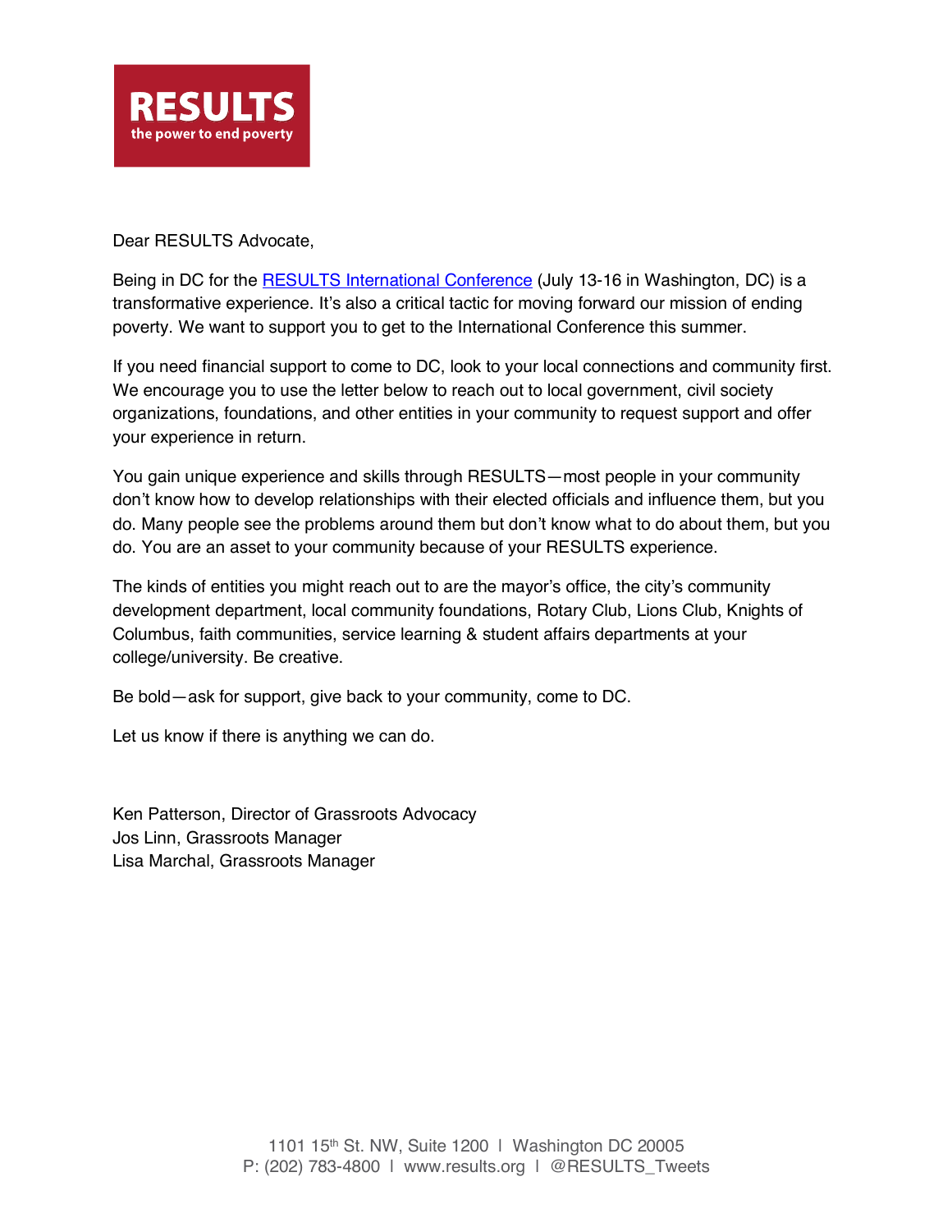**RESULTS**
the power to end poverty

Dear RESULTS Advocate,

Being in DC for the RESULTS International Conference (July 13-16 in Washington, DC) is a transformative experience. It's also a critical tactic for moving forward our mission of ending poverty. We want to support you to get to the International Conference this summer.

If you need financial support to come to DC, look to your local connections and community first. We encourage you to use the letter below to reach out to local government, civil society organizations, foundations, and other entities in your community to request support and offer your experience in return.

You gain unique experience and skills through RESULTS—most people in your community don't know how to develop relationships with their elected officials and influence them, but you do. Many people see the problems around them but don't know what to do about them, but you do. You are an asset to your community because of your RESULTS experience.

The kinds of entities you might reach out to are the mayor's office, the city's community development department, local community foundations, Rotary Club, Lions Club, Knights of Columbus, faith communities, service learning & student affairs departments at your college/university. Be creative.

Be bold—ask for support, give back to your community, come to DC.

Let us know if there is anything we can do.

Ken Patterson, Director of Grassroots Advocacy
Jos Linn, Grassroots Manager
Lisa Marchal, Grassroots Manager

1101 15th St. NW, Suite 1200 | Washington DC 20005
P: (202) 783-4800 | www.results.org | @RESULTS_Tweets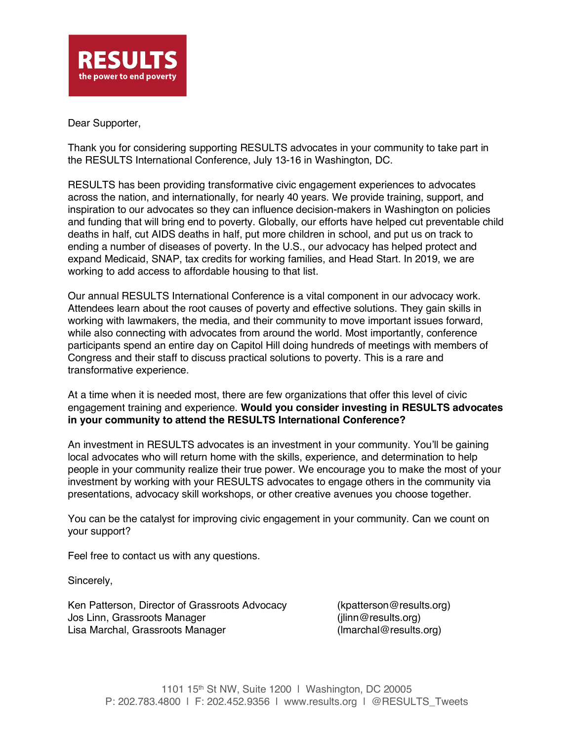**RESULTS**
the power to end poverty

Dear Supporter,

Thank you for considering supporting RESULTS advocates in your community to take part in the RESULTS International Conference, July 13-16 in Washington, DC.

RESULTS has been providing transformative civic engagement experiences to advocates across the nation, and internationally, for nearly 40 years. We provide training, support, and inspiration to our advocates so they can influence decision-makers in Washington on policies and funding that will bring end to poverty. Globally, our efforts have helped cut preventable child deaths in half, cut AIDS deaths in half, put more children in school, and put us on track to ending a number of diseases of poverty. In the U.S., our advocacy has helped protect and expand Medicaid, SNAP, tax credits for working families, and Head Start. In 2019, we are working to add access to affordable housing to that list.

Our annual RESULTS International Conference is a vital component in our advocacy work. Attendees learn about the root causes of poverty and effective solutions. They gain skills in working with lawmakers, the media, and their community to move important issues forward, while also connecting with advocates from around the world. Most importantly, conference participants spend an entire day on Capitol Hill doing hundreds of meetings with members of Congress and their staff to discuss practical solutions to poverty. This is a rare and transformative experience.

At a time when it is needed most, there are few organizations that offer this level of civic engagement training and experience. **Would you consider investing in RESULTS advocates in your community to attend the RESULTS International Conference?**

An investment in RESULTS advocates is an investment in your community. You'll be gaining local advocates who will return home with the skills, experience, and determination to help people in your community realize their true power. We encourage you to make the most of your investment by working with your RESULTS advocates to engage others in the community via presentations, advocacy skill workshops, or other creative avenues you choose together.

You can be the catalyst for improving civic engagement in your community. Can we count on your support?

Feel free to contact us with any questions.

Sincerely,

Ken Patterson, Director of Grassroots Advocacy (kpatterson@results.org)
Jos Linn, Grassroots Manager (jlinn@results.org)
Lisa Marchal, Grassroots Manager (lmarchal@results.org)

1101 15th St NW, Suite 1200 | Washington, DC 20005
P: 202.783.4800 | F: 202.452.9356 | www.results.org | @RESULTS_Tweets